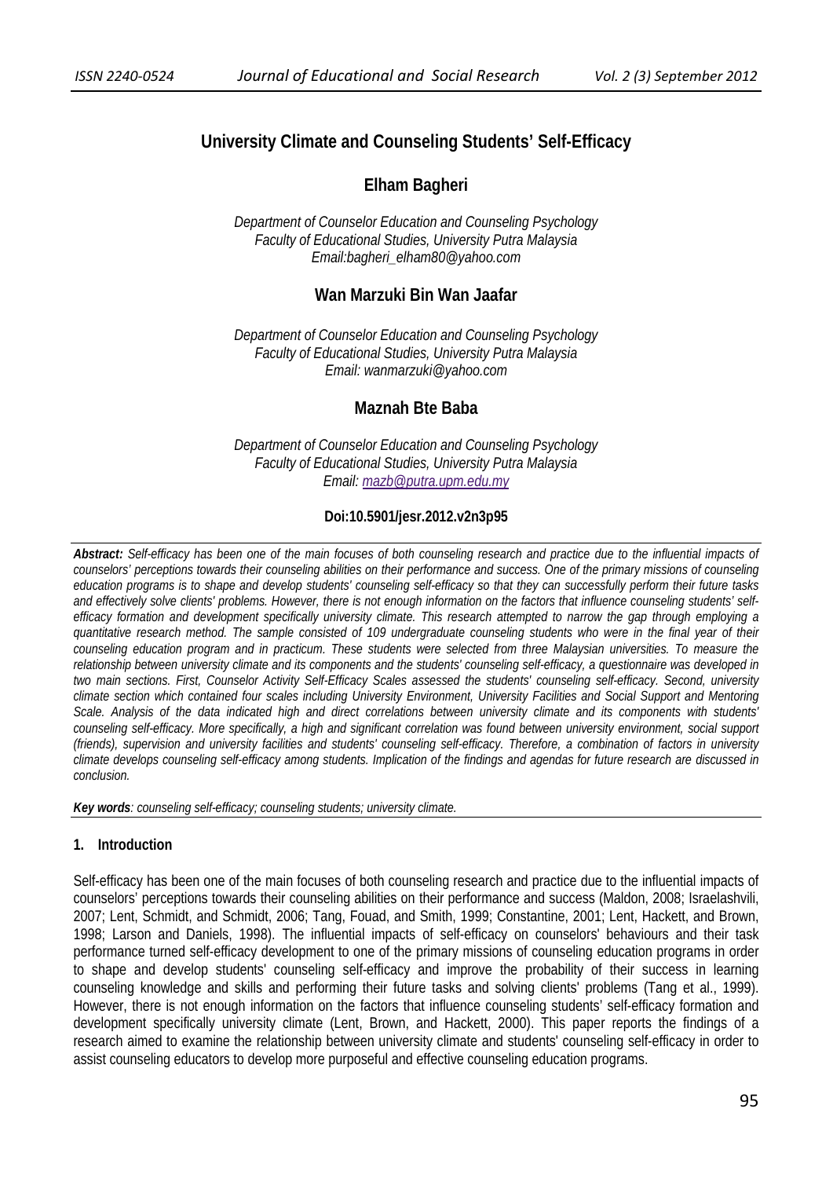# University Climate and Counseling Students' Self-Efficacy

## Elham Bagheri

*Department of Counselor Education and Counseling Psychology*
*Faculty of Educational Studies, University Putra Malaysia*
*Email:bagheri_elham80@yahoo.com*

## Wan Marzuki Bin Wan Jaafar

*Department of Counselor Education and Counseling Psychology*
*Faculty of Educational Studies, University Putra Malaysia*
*Email: wanmarzuki@yahoo.com*

## Maznah Bte Baba

*Department of Counselor Education and Counseling Psychology*
*Faculty of Educational Studies, University Putra Malaysia*
*Email: mazb@putra.upm.edu.my*

**Doi:10.5901/jesr.2012.v2n3p95**

***Abstract:*** *Self-efficacy has been one of the main focuses of both counseling research and practice due to the influential impacts of counselors' perceptions towards their counseling abilities on their performance and success. One of the primary missions of counseling education programs is to shape and develop students' counseling self-efficacy so that they can successfully perform their future tasks and effectively solve clients' problems. However, there is not enough information on the factors that influence counseling students' self-efficacy formation and development specifically university climate. This research attempted to narrow the gap through employing a quantitative research method. The sample consisted of 109 undergraduate counseling students who were in the final year of their counseling education program and in practicum. These students were selected from three Malaysian universities. To measure the relationship between university climate and its components and the students' counseling self-efficacy, a questionnaire was developed in two main sections. First, Counselor Activity Self-Efficacy Scales assessed the students' counseling self-efficacy. Second, university climate section which contained four scales including University Environment, University Facilities and Social Support and Mentoring Scale. Analysis of the data indicated high and direct correlations between university climate and its components with students' counseling self-efficacy. More specifically, a high and significant correlation was found between university environment, social support (friends), supervision and university facilities and students' counseling self-efficacy. Therefore, a combination of factors in university climate develops counseling self-efficacy among students. Implication of the findings and agendas for future research are discussed in conclusion.*

***Key words****: counseling self-efficacy; counseling students; university climate.*

## 1. Introduction

Self-efficacy has been one of the main focuses of both counseling research and practice due to the influential impacts of counselors' perceptions towards their counseling abilities on their performance and success (Maldon, 2008; Israelashvili, 2007; Lent, Schmidt, and Schmidt, 2006; Tang, Fouad, and Smith, 1999; Constantine, 2001; Lent, Hackett, and Brown, 1998; Larson and Daniels, 1998). The influential impacts of self-efficacy on counselors' behaviours and their task performance turned self-efficacy development to one of the primary missions of counseling education programs in order to shape and develop students' counseling self-efficacy and improve the probability of their success in learning counseling knowledge and skills and performing their future tasks and solving clients' problems (Tang et al., 1999). However, there is not enough information on the factors that influence counseling students' self-efficacy formation and development specifically university climate (Lent, Brown, and Hackett, 2000). This paper reports the findings of a research aimed to examine the relationship between university climate and students' counseling self-efficacy in order to assist counseling educators to develop more purposeful and effective counseling education programs.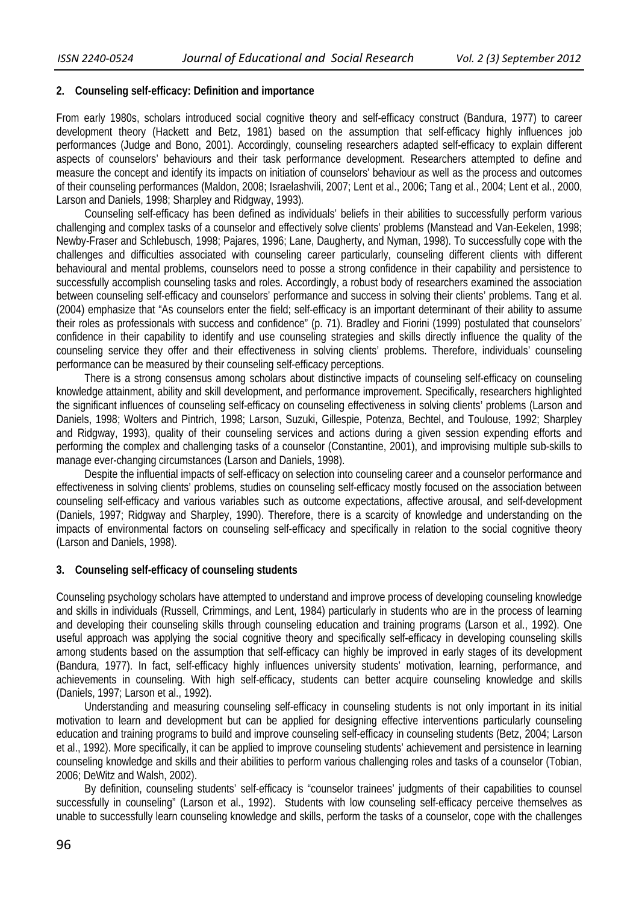## 2. Counseling self-efficacy: Definition and importance

From early 1980s, scholars introduced social cognitive theory and self-efficacy construct (Bandura, 1977) to career development theory (Hackett and Betz, 1981) based on the assumption that self-efficacy highly influences job performances (Judge and Bono, 2001). Accordingly, counseling researchers adapted self-efficacy to explain different aspects of counselors' behaviours and their task performance development. Researchers attempted to define and measure the concept and identify its impacts on initiation of counselors' behaviour as well as the process and outcomes of their counseling performances (Maldon, 2008; Israelashvili, 2007; Lent et al., 2006; Tang et al., 2004; Lent et al., 2000, Larson and Daniels, 1998; Sharpley and Ridgway, 1993).

Counseling self-efficacy has been defined as individuals' beliefs in their abilities to successfully perform various challenging and complex tasks of a counselor and effectively solve clients' problems (Manstead and Van-Eekelen, 1998; Newby-Fraser and Schlebusch, 1998; Pajares, 1996; Lane, Daugherty, and Nyman, 1998). To successfully cope with the challenges and difficulties associated with counseling career particularly, counseling different clients with different behavioural and mental problems, counselors need to posse a strong confidence in their capability and persistence to successfully accomplish counseling tasks and roles. Accordingly, a robust body of researchers examined the association between counseling self-efficacy and counselors' performance and success in solving their clients' problems. Tang et al. (2004) emphasize that "As counselors enter the field; self-efficacy is an important determinant of their ability to assume their roles as professionals with success and confidence" (p. 71). Bradley and Fiorini (1999) postulated that counselors' confidence in their capability to identify and use counseling strategies and skills directly influence the quality of the counseling service they offer and their effectiveness in solving clients' problems. Therefore, individuals' counseling performance can be measured by their counseling self-efficacy perceptions.

There is a strong consensus among scholars about distinctive impacts of counseling self-efficacy on counseling knowledge attainment, ability and skill development, and performance improvement. Specifically, researchers highlighted the significant influences of counseling self-efficacy on counseling effectiveness in solving clients' problems (Larson and Daniels, 1998; Wolters and Pintrich, 1998; Larson, Suzuki, Gillespie, Potenza, Bechtel, and Toulouse, 1992; Sharpley and Ridgway, 1993), quality of their counseling services and actions during a given session expending efforts and performing the complex and challenging tasks of a counselor (Constantine, 2001), and improvising multiple sub-skills to manage ever-changing circumstances (Larson and Daniels, 1998).

Despite the influential impacts of self-efficacy on selection into counseling career and a counselor performance and effectiveness in solving clients' problems, studies on counseling self-efficacy mostly focused on the association between counseling self-efficacy and various variables such as outcome expectations, affective arousal, and self-development (Daniels, 1997; Ridgway and Sharpley, 1990). Therefore, there is a scarcity of knowledge and understanding on the impacts of environmental factors on counseling self-efficacy and specifically in relation to the social cognitive theory (Larson and Daniels, 1998).

## 3. Counseling self-efficacy of counseling students

Counseling psychology scholars have attempted to understand and improve process of developing counseling knowledge and skills in individuals (Russell, Crimmings, and Lent, 1984) particularly in students who are in the process of learning and developing their counseling skills through counseling education and training programs (Larson et al., 1992). One useful approach was applying the social cognitive theory and specifically self-efficacy in developing counseling skills among students based on the assumption that self-efficacy can highly be improved in early stages of its development (Bandura, 1977). In fact, self-efficacy highly influences university students' motivation, learning, performance, and achievements in counseling. With high self-efficacy, students can better acquire counseling knowledge and skills (Daniels, 1997; Larson et al., 1992).

Understanding and measuring counseling self-efficacy in counseling students is not only important in its initial motivation to learn and development but can be applied for designing effective interventions particularly counseling education and training programs to build and improve counseling self-efficacy in counseling students (Betz, 2004; Larson et al., 1992). More specifically, it can be applied to improve counseling students' achievement and persistence in learning counseling knowledge and skills and their abilities to perform various challenging roles and tasks of a counselor (Tobian, 2006; DeWitz and Walsh, 2002).

By definition, counseling students' self-efficacy is "counselor trainees' judgments of their capabilities to counsel successfully in counseling" (Larson et al., 1992). Students with low counseling self-efficacy perceive themselves as unable to successfully learn counseling knowledge and skills, perform the tasks of a counselor, cope with the challenges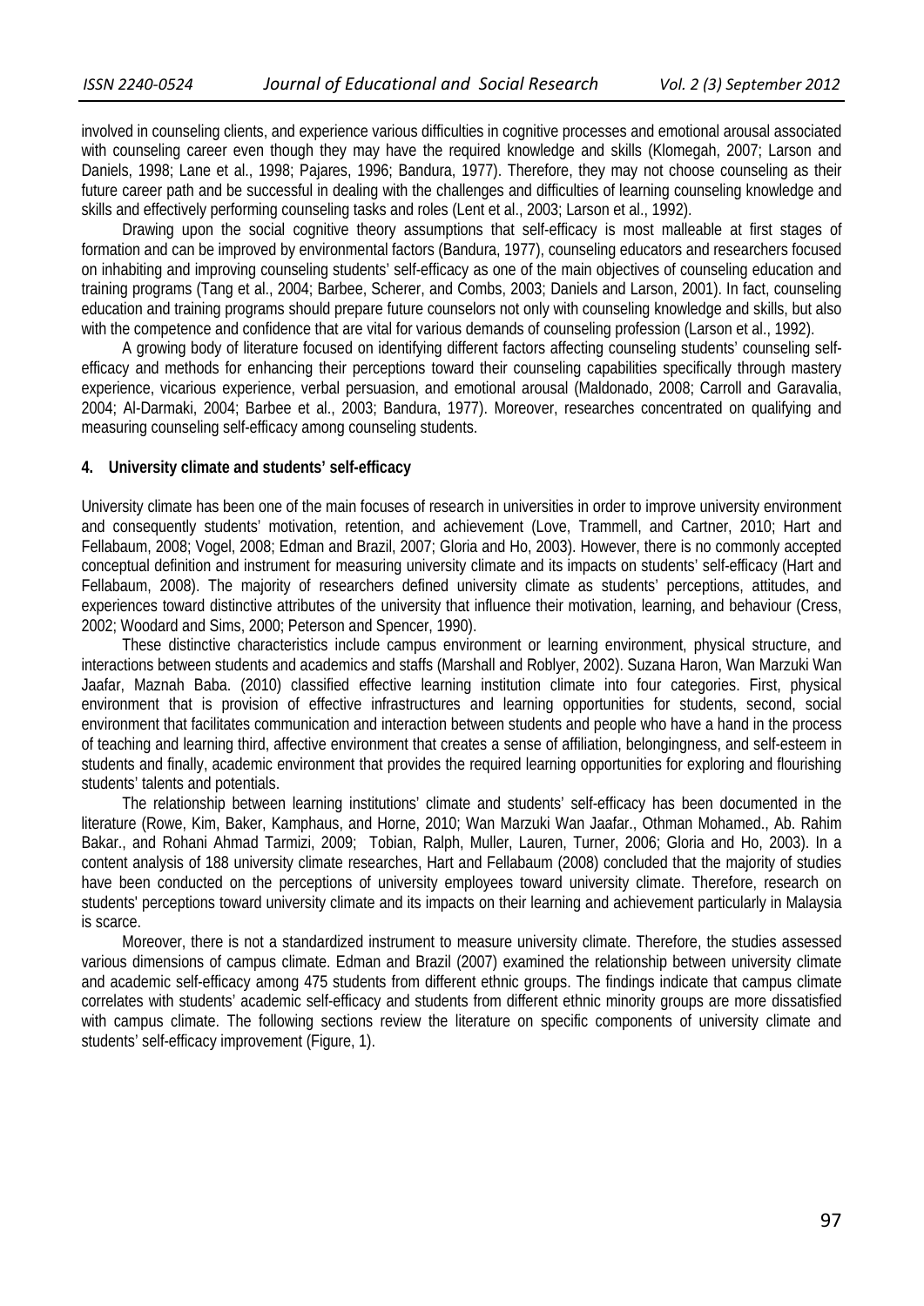involved in counseling clients, and experience various difficulties in cognitive processes and emotional arousal associated with counseling career even though they may have the required knowledge and skills (Klomegah, 2007; Larson and Daniels, 1998; Lane et al., 1998; Pajares, 1996; Bandura, 1977). Therefore, they may not choose counseling as their future career path and be successful in dealing with the challenges and difficulties of learning counseling knowledge and skills and effectively performing counseling tasks and roles (Lent et al., 2003; Larson et al., 1992).

Drawing upon the social cognitive theory assumptions that self-efficacy is most malleable at first stages of formation and can be improved by environmental factors (Bandura, 1977), counseling educators and researchers focused on inhabiting and improving counseling students' self-efficacy as one of the main objectives of counseling education and training programs (Tang et al., 2004; Barbee, Scherer, and Combs, 2003; Daniels and Larson, 2001). In fact, counseling education and training programs should prepare future counselors not only with counseling knowledge and skills, but also with the competence and confidence that are vital for various demands of counseling profession (Larson et al., 1992).

A growing body of literature focused on identifying different factors affecting counseling students' counseling self-efficacy and methods for enhancing their perceptions toward their counseling capabilities specifically through mastery experience, vicarious experience, verbal persuasion, and emotional arousal (Maldonado, 2008; Carroll and Garavalia, 2004; Al-Darmaki, 2004; Barbee et al., 2003; Bandura, 1977). Moreover, researches concentrated on qualifying and measuring counseling self-efficacy among counseling students.

## 4. University climate and students' self-efficacy

University climate has been one of the main focuses of research in universities in order to improve university environment and consequently students' motivation, retention, and achievement (Love, Trammell, and Cartner, 2010; Hart and Fellabaum, 2008; Vogel, 2008; Edman and Brazil, 2007; Gloria and Ho, 2003). However, there is no commonly accepted conceptual definition and instrument for measuring university climate and its impacts on students' self-efficacy (Hart and Fellabaum, 2008). The majority of researchers defined university climate as students' perceptions, attitudes, and experiences toward distinctive attributes of the university that influence their motivation, learning, and behaviour (Cress, 2002; Woodard and Sims, 2000; Peterson and Spencer, 1990).

These distinctive characteristics include campus environment or learning environment, physical structure, and interactions between students and academics and staffs (Marshall and Roblyer, 2002). Suzana Haron, Wan Marzuki Wan Jaafar, Maznah Baba. (2010) classified effective learning institution climate into four categories. First, physical environment that is provision of effective infrastructures and learning opportunities for students, second, social environment that facilitates communication and interaction between students and people who have a hand in the process of teaching and learning third, affective environment that creates a sense of affiliation, belongingness, and self-esteem in students and finally, academic environment that provides the required learning opportunities for exploring and flourishing students' talents and potentials.

The relationship between learning institutions' climate and students' self-efficacy has been documented in the literature (Rowe, Kim, Baker, Kamphaus, and Horne, 2010; Wan Marzuki Wan Jaafar., Othman Mohamed., Ab. Rahim Bakar., and Rohani Ahmad Tarmizi, 2009; Tobian, Ralph, Muller, Lauren, Turner, 2006; Gloria and Ho, 2003). In a content analysis of 188 university climate researches, Hart and Fellabaum (2008) concluded that the majority of studies have been conducted on the perceptions of university employees toward university climate. Therefore, research on students' perceptions toward university climate and its impacts on their learning and achievement particularly in Malaysia is scarce.

Moreover, there is not a standardized instrument to measure university climate. Therefore, the studies assessed various dimensions of campus climate. Edman and Brazil (2007) examined the relationship between university climate and academic self-efficacy among 475 students from different ethnic groups. The findings indicate that campus climate correlates with students' academic self-efficacy and students from different ethnic minority groups are more dissatisfied with campus climate. The following sections review the literature on specific components of university climate and students' self-efficacy improvement (Figure, 1).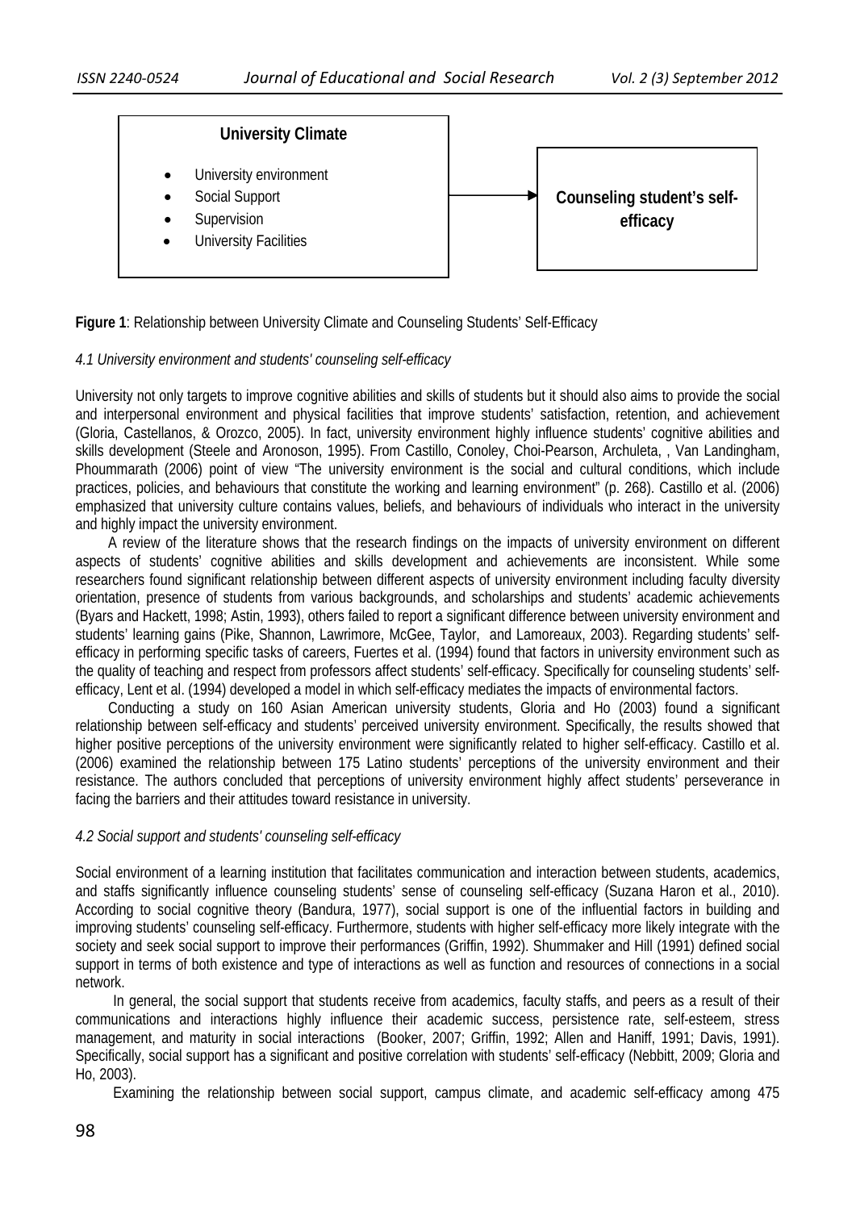**University Climate**

- University environment
- Social Support
- Supervision
- University Facilities

→ **Counseling student's self-efficacy**

**Figure 1**: Relationship between University Climate and Counseling Students' Self-Efficacy

*4.1 University environment and students' counseling self-efficacy*

University not only targets to improve cognitive abilities and skills of students but it should also aims to provide the social and interpersonal environment and physical facilities that improve students' satisfaction, retention, and achievement (Gloria, Castellanos, & Orozco, 2005). In fact, university environment highly influence students' cognitive abilities and skills development (Steele and Aronoson, 1995). From Castillo, Conoley, Choi-Pearson, Archuleta, , Van Landingham, Phoummarath (2006) point of view "The university environment is the social and cultural conditions, which include practices, policies, and behaviours that constitute the working and learning environment" (p. 268). Castillo et al. (2006) emphasized that university culture contains values, beliefs, and behaviours of individuals who interact in the university and highly impact the university environment.

A review of the literature shows that the research findings on the impacts of university environment on different aspects of students' cognitive abilities and skills development and achievements are inconsistent. While some researchers found significant relationship between different aspects of university environment including faculty diversity orientation, presence of students from various backgrounds, and scholarships and students' academic achievements (Byars and Hackett, 1998; Astin, 1993), others failed to report a significant difference between university environment and students' learning gains (Pike, Shannon, Lawrimore, McGee, Taylor, and Lamoreaux, 2003). Regarding students' self-efficacy in performing specific tasks of careers, Fuertes et al. (1994) found that factors in university environment such as the quality of teaching and respect from professors affect students' self-efficacy. Specifically for counseling students' self-efficacy, Lent et al. (1994) developed a model in which self-efficacy mediates the impacts of environmental factors.

Conducting a study on 160 Asian American university students, Gloria and Ho (2003) found a significant relationship between self-efficacy and students' perceived university environment. Specifically, the results showed that higher positive perceptions of the university environment were significantly related to higher self-efficacy. Castillo et al. (2006) examined the relationship between 175 Latino students' perceptions of the university environment and their resistance. The authors concluded that perceptions of university environment highly affect students' perseverance in facing the barriers and their attitudes toward resistance in university.

*4.2 Social support and students' counseling self-efficacy*

Social environment of a learning institution that facilitates communication and interaction between students, academics, and staffs significantly influence counseling students' sense of counseling self-efficacy (Suzana Haron et al., 2010). According to social cognitive theory (Bandura, 1977), social support is one of the influential factors in building and improving students' counseling self-efficacy. Furthermore, students with higher self-efficacy more likely integrate with the society and seek social support to improve their performances (Griffin, 1992). Shummaker and Hill (1991) defined social support in terms of both existence and type of interactions as well as function and resources of connections in a social network.

In general, the social support that students receive from academics, faculty staffs, and peers as a result of their communications and interactions highly influence their academic success, persistence rate, self-esteem, stress management, and maturity in social interactions (Booker, 2007; Griffin, 1992; Allen and Haniff, 1991; Davis, 1991). Specifically, social support has a significant and positive correlation with students' self-efficacy (Nebbitt, 2009; Gloria and Ho, 2003).

Examining the relationship between social support, campus climate, and academic self-efficacy among 475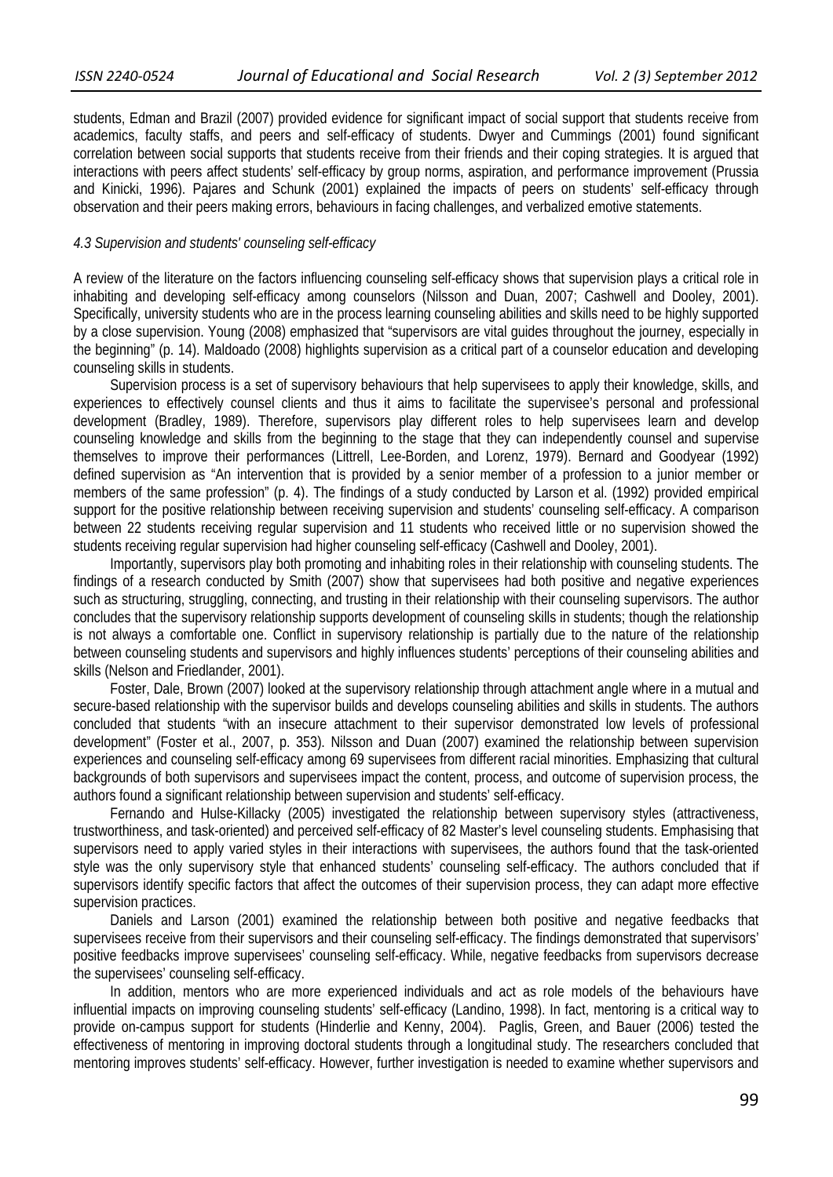students, Edman and Brazil (2007) provided evidence for significant impact of social support that students receive from academics, faculty staffs, and peers and self-efficacy of students. Dwyer and Cummings (2001) found significant correlation between social supports that students receive from their friends and their coping strategies. It is argued that interactions with peers affect students' self-efficacy by group norms, aspiration, and performance improvement (Prussia and Kinicki, 1996). Pajares and Schunk (2001) explained the impacts of peers on students' self-efficacy through observation and their peers making errors, behaviours in facing challenges, and verbalized emotive statements.

### *4.3 Supervision and students' counseling self-efficacy*

A review of the literature on the factors influencing counseling self-efficacy shows that supervision plays a critical role in inhabiting and developing self-efficacy among counselors (Nilsson and Duan, 2007; Cashwell and Dooley, 2001). Specifically, university students who are in the process learning counseling abilities and skills need to be highly supported by a close supervision. Young (2008) emphasized that "supervisors are vital guides throughout the journey, especially in the beginning" (p. 14). Maldoado (2008) highlights supervision as a critical part of a counselor education and developing counseling skills in students.

Supervision process is a set of supervisory behaviours that help supervisees to apply their knowledge, skills, and experiences to effectively counsel clients and thus it aims to facilitate the supervisee's personal and professional development (Bradley, 1989). Therefore, supervisors play different roles to help supervisees learn and develop counseling knowledge and skills from the beginning to the stage that they can independently counsel and supervise themselves to improve their performances (Littrell, Lee-Borden, and Lorenz, 1979). Bernard and Goodyear (1992) defined supervision as "An intervention that is provided by a senior member of a profession to a junior member or members of the same profession" (p. 4). The findings of a study conducted by Larson et al. (1992) provided empirical support for the positive relationship between receiving supervision and students' counseling self-efficacy. A comparison between 22 students receiving regular supervision and 11 students who received little or no supervision showed the students receiving regular supervision had higher counseling self-efficacy (Cashwell and Dooley, 2001).

Importantly, supervisors play both promoting and inhabiting roles in their relationship with counseling students. The findings of a research conducted by Smith (2007) show that supervisees had both positive and negative experiences such as structuring, struggling, connecting, and trusting in their relationship with their counseling supervisors. The author concludes that the supervisory relationship supports development of counseling skills in students; though the relationship is not always a comfortable one. Conflict in supervisory relationship is partially due to the nature of the relationship between counseling students and supervisors and highly influences students' perceptions of their counseling abilities and skills (Nelson and Friedlander, 2001).

Foster, Dale, Brown (2007) looked at the supervisory relationship through attachment angle where in a mutual and secure-based relationship with the supervisor builds and develops counseling abilities and skills in students. The authors concluded that students "with an insecure attachment to their supervisor demonstrated low levels of professional development" (Foster et al., 2007, p. 353). Nilsson and Duan (2007) examined the relationship between supervision experiences and counseling self-efficacy among 69 supervisees from different racial minorities. Emphasizing that cultural backgrounds of both supervisors and supervisees impact the content, process, and outcome of supervision process, the authors found a significant relationship between supervision and students' self-efficacy.

Fernando and Hulse-Killacky (2005) investigated the relationship between supervisory styles (attractiveness, trustworthiness, and task-oriented) and perceived self-efficacy of 82 Master's level counseling students. Emphasising that supervisors need to apply varied styles in their interactions with supervisees, the authors found that the task-oriented style was the only supervisory style that enhanced students' counseling self-efficacy. The authors concluded that if supervisors identify specific factors that affect the outcomes of their supervision process, they can adapt more effective supervision practices.

Daniels and Larson (2001) examined the relationship between both positive and negative feedbacks that supervisees receive from their supervisors and their counseling self-efficacy. The findings demonstrated that supervisors' positive feedbacks improve supervisees' counseling self-efficacy. While, negative feedbacks from supervisors decrease the supervisees' counseling self-efficacy.

In addition, mentors who are more experienced individuals and act as role models of the behaviours have influential impacts on improving counseling students' self-efficacy (Landino, 1998). In fact, mentoring is a critical way to provide on-campus support for students (Hinderlie and Kenny, 2004). Paglis, Green, and Bauer (2006) tested the effectiveness of mentoring in improving doctoral students through a longitudinal study. The researchers concluded that mentoring improves students' self-efficacy. However, further investigation is needed to examine whether supervisors and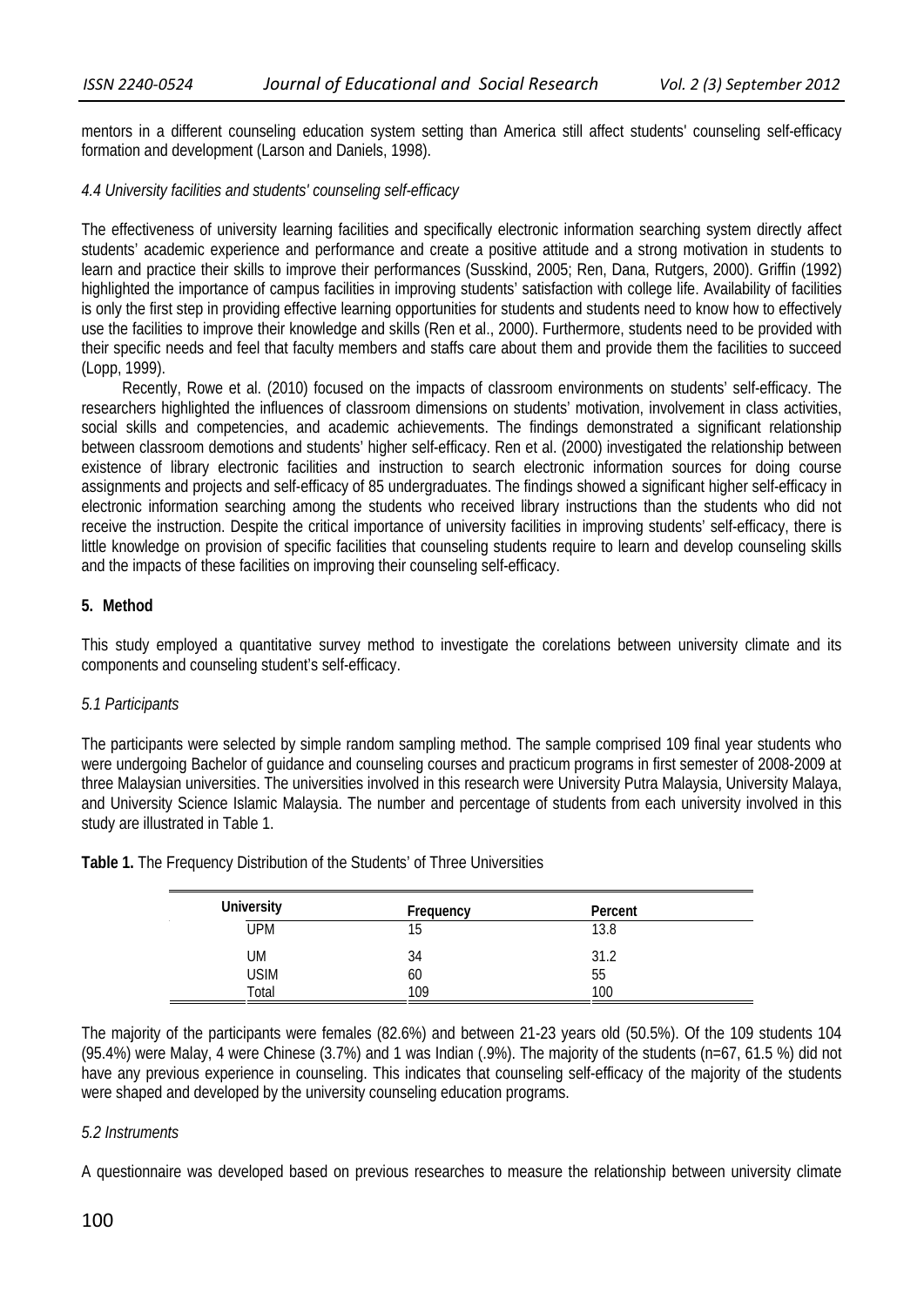mentors in a different counseling education system setting than America still affect students' counseling self-efficacy formation and development (Larson and Daniels, 1998).

### *4.4 University facilities and students' counseling self-efficacy*

The effectiveness of university learning facilities and specifically electronic information searching system directly affect students' academic experience and performance and create a positive attitude and a strong motivation in students to learn and practice their skills to improve their performances (Susskind, 2005; Ren, Dana, Rutgers, 2000). Griffin (1992) highlighted the importance of campus facilities in improving students' satisfaction with college life. Availability of facilities is only the first step in providing effective learning opportunities for students and students need to know how to effectively use the facilities to improve their knowledge and skills (Ren et al., 2000). Furthermore, students need to be provided with their specific needs and feel that faculty members and staffs care about them and provide them the facilities to succeed (Lopp, 1999).

Recently, Rowe et al. (2010) focused on the impacts of classroom environments on students' self-efficacy. The researchers highlighted the influences of classroom dimensions on students' motivation, involvement in class activities, social skills and competencies, and academic achievements. The findings demonstrated a significant relationship between classroom demotions and students' higher self-efficacy. Ren et al. (2000) investigated the relationship between existence of library electronic facilities and instruction to search electronic information sources for doing course assignments and projects and self-efficacy of 85 undergraduates. The findings showed a significant higher self-efficacy in electronic information searching among the students who received library instructions than the students who did not receive the instruction. Despite the critical importance of university facilities in improving students' self-efficacy, there is little knowledge on provision of specific facilities that counseling students require to learn and develop counseling skills and the impacts of these facilities on improving their counseling self-efficacy.

## 5. Method

This study employed a quantitative survey method to investigate the corelations between university climate and its components and counseling student's self-efficacy.

### *5.1 Participants*

The participants were selected by simple random sampling method. The sample comprised 109 final year students who were undergoing Bachelor of guidance and counseling courses and practicum programs in first semester of 2008-2009 at three Malaysian universities. The universities involved in this research were University Putra Malaysia, University Malaya, and University Science Islamic Malaysia. The number and percentage of students from each university involved in this study are illustrated in Table 1.

**Table 1.** The Frequency Distribution of the Students' of Three Universities

| University | Frequency | Percent |
|---|---|---|
| UPM | 15 | 13.8 |
| UM | 34 | 31.2 |
| USIM | 60 | 55 |
| Total | 109 | 100 |

The majority of the participants were females (82.6%) and between 21-23 years old (50.5%). Of the 109 students 104 (95.4%) were Malay, 4 were Chinese (3.7%) and 1 was Indian (.9%). The majority of the students (n=67, 61.5 %) did not have any previous experience in counseling. This indicates that counseling self-efficacy of the majority of the students were shaped and developed by the university counseling education programs.

### *5.2 Instruments*

A questionnaire was developed based on previous researches to measure the relationship between university climate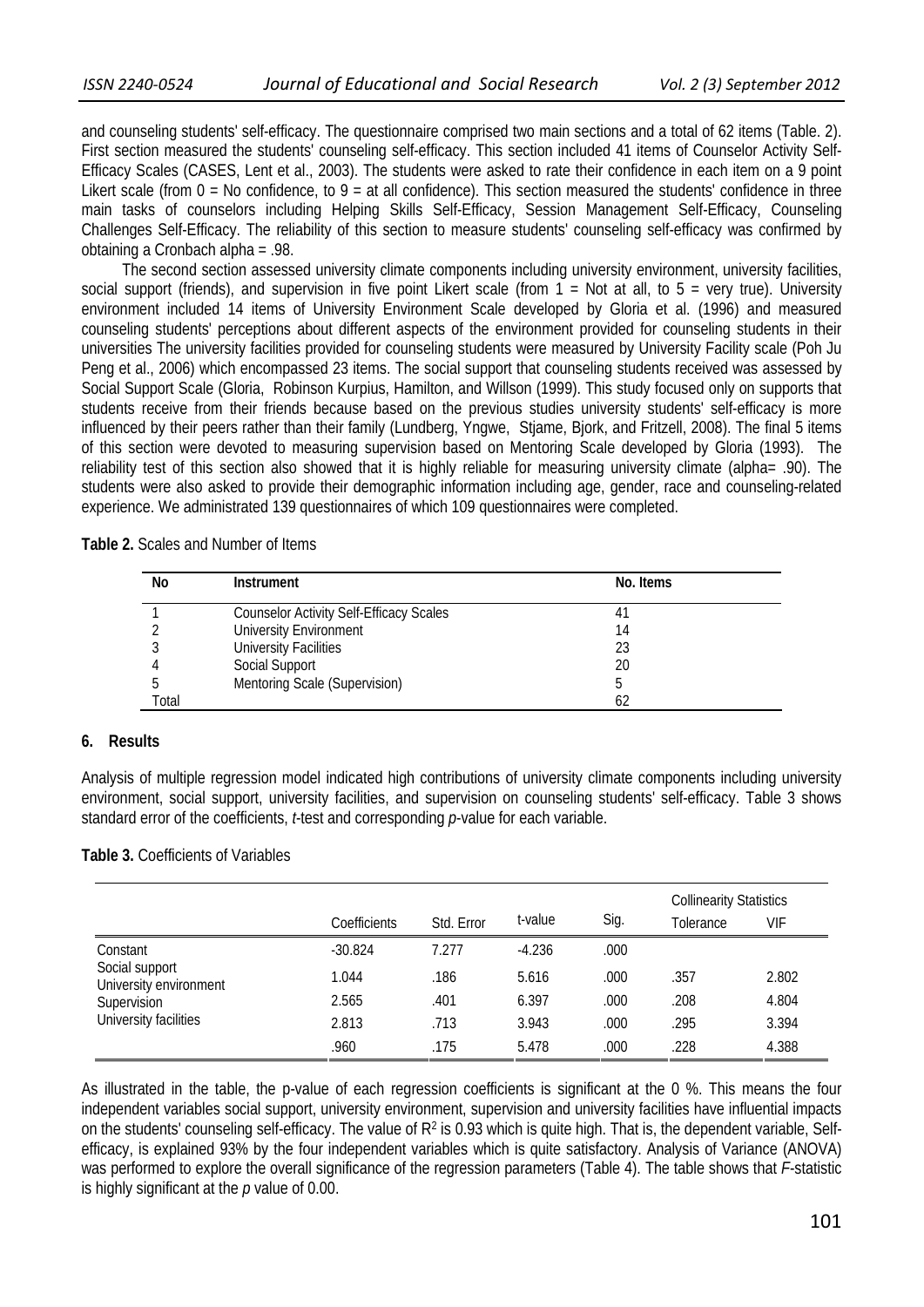and counseling students' self-efficacy. The questionnaire comprised two main sections and a total of 62 items (Table. 2). First section measured the students' counseling self-efficacy. This section included 41 items of Counselor Activity Self-Efficacy Scales (CASES, Lent et al., 2003). The students were asked to rate their confidence in each item on a 9 point Likert scale (from 0 = No confidence, to 9 = at all confidence). This section measured the students' confidence in three main tasks of counselors including Helping Skills Self-Efficacy, Session Management Self-Efficacy, Counseling Challenges Self-Efficacy. The reliability of this section to measure students' counseling self-efficacy was confirmed by obtaining a Cronbach alpha = .98.

The second section assessed university climate components including university environment, university facilities, social support (friends), and supervision in five point Likert scale (from 1 = Not at all, to 5 = very true). University environment included 14 items of University Environment Scale developed by Gloria et al. (1996) and measured counseling students' perceptions about different aspects of the environment provided for counseling students in their universities The university facilities provided for counseling students were measured by University Facility scale (Poh Ju Peng et al., 2006) which encompassed 23 items. The social support that counseling students received was assessed by Social Support Scale (Gloria, Robinson Kurpius, Hamilton, and Willson (1999). This study focused only on supports that students receive from their friends because based on the previous studies university students' self-efficacy is more influenced by their peers rather than their family (Lundberg, Yngwe, Stjame, Bjork, and Fritzell, 2008). The final 5 items of this section were devoted to measuring supervision based on Mentoring Scale developed by Gloria (1993). The reliability test of this section also showed that it is highly reliable for measuring university climate (alpha= .90). The students were also asked to provide their demographic information including age, gender, race and counseling-related experience. We administrated 139 questionnaires of which 109 questionnaires were completed.

**Table 2.** Scales and Number of Items

| No | Instrument | No. Items |
|---|---|---|
| 1 | Counselor Activity Self-Efficacy Scales | 41 |
| 2 | University Environment | 14 |
| 3 | University Facilities | 23 |
| 4 | Social Support | 20 |
| 5 | Mentoring Scale (Supervision) | 5 |
| Total | | 62 |

## 6. Results

Analysis of multiple regression model indicated high contributions of university climate components including university environment, social support, university facilities, and supervision on counseling students' self-efficacy. Table 3 shows standard error of the coefficients, *t*-test and corresponding *p*-value for each variable.

**Table 3.** Coefficients of Variables

| | Coefficients | Std. Error | t-value | Sig. | Collinearity Statistics | |
|---|---|---|---|---|---|---|
| | | | | | Tolerance | VIF |
| Constant | -30.824 | 7.277 | -4.236 | .000 | | |
| Social support | 1.044 | .186 | 5.616 | .000 | .357 | 2.802 |
| University environment | 2.565 | .401 | 6.397 | .000 | .208 | 4.804 |
| Supervision | 2.813 | .713 | 3.943 | .000 | .295 | 3.394 |
| University facilities | .960 | .175 | 5.478 | .000 | .228 | 4.388 |

As illustrated in the table, the p-value of each regression coefficients is significant at the 0 %. This means the four independent variables social support, university environment, supervision and university facilities have influential impacts on the students' counseling self-efficacy. The value of $R^2$ is 0.93 which is quite high. That is, the dependent variable, Self-efficacy, is explained 93% by the four independent variables which is quite satisfactory. Analysis of Variance (ANOVA) was performed to explore the overall significance of the regression parameters (Table 4). The table shows that *F*-statistic is highly significant at the *p* value of 0.00.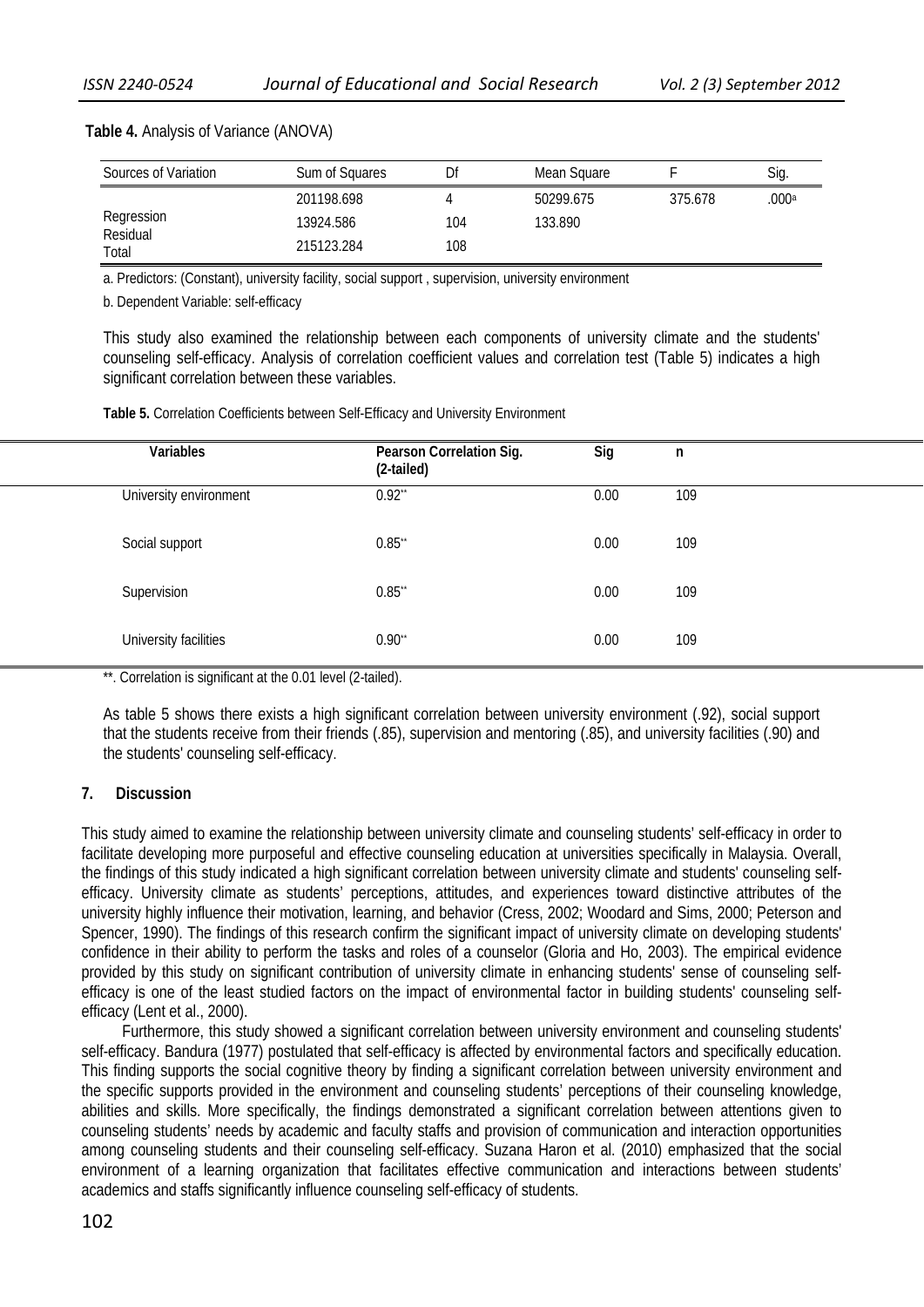**Table 4.** Analysis of Variance (ANOVA)

| Sources of Variation | Sum of Squares | Df | Mean Square | F | Sig. |
|---|---|---|---|---|---|
| Regression | 201198.698 | 4 | 50299.675 | 375.678 | .000[a] |
| Residual | 13924.586 | 104 | 133.890 | | |
| Total | 215123.284 | 108 | | | |

a. Predictors: (Constant), university facility, social support , supervision, university environment

b. Dependent Variable: self-efficacy

This study also examined the relationship between each components of university climate and the students' counseling self-efficacy. Analysis of correlation coefficient values and correlation test (Table 5) indicates a high significant correlation between these variables.

**Table 5.** Correlation Coefficients between Self-Efficacy and University Environment

| Variables | Pearson Correlation Sig. (2-tailed) | Sig | n |
|---|---|---|---|
| University environment | 0.92** | 0.00 | 109 |
| Social support | 0.85** | 0.00 | 109 |
| Supervision | 0.85** | 0.00 | 109 |
| University facilities | 0.90** | 0.00 | 109 |

**. Correlation is significant at the 0.01 level (2-tailed).

As table 5 shows there exists a high significant correlation between university environment (.92), social support that the students receive from their friends (.85), supervision and mentoring (.85), and university facilities (.90) and the students' counseling self-efficacy.

## 7. Discussion

This study aimed to examine the relationship between university climate and counseling students' self-efficacy in order to facilitate developing more purposeful and effective counseling education at universities specifically in Malaysia. Overall, the findings of this study indicated a high significant correlation between university climate and students' counseling self-efficacy. University climate as students' perceptions, attitudes, and experiences toward distinctive attributes of the university highly influence their motivation, learning, and behavior (Cress, 2002; Woodard and Sims, 2000; Peterson and Spencer, 1990). The findings of this research confirm the significant impact of university climate on developing students' confidence in their ability to perform the tasks and roles of a counselor (Gloria and Ho, 2003). The empirical evidence provided by this study on significant contribution of university climate in enhancing students' sense of counseling self-efficacy is one of the least studied factors on the impact of environmental factor in building students' counseling self-efficacy (Lent et al., 2000).

Furthermore, this study showed a significant correlation between university environment and counseling students' self-efficacy. Bandura (1977) postulated that self-efficacy is affected by environmental factors and specifically education. This finding supports the social cognitive theory by finding a significant correlation between university environment and the specific supports provided in the environment and counseling students' perceptions of their counseling knowledge, abilities and skills. More specifically, the findings demonstrated a significant correlation between attentions given to counseling students' needs by academic and faculty staffs and provision of communication and interaction opportunities among counseling students and their counseling self-efficacy. Suzana Haron et al. (2010) emphasized that the social environment of a learning organization that facilitates effective communication and interactions between students' academics and staffs significantly influence counseling self-efficacy of students.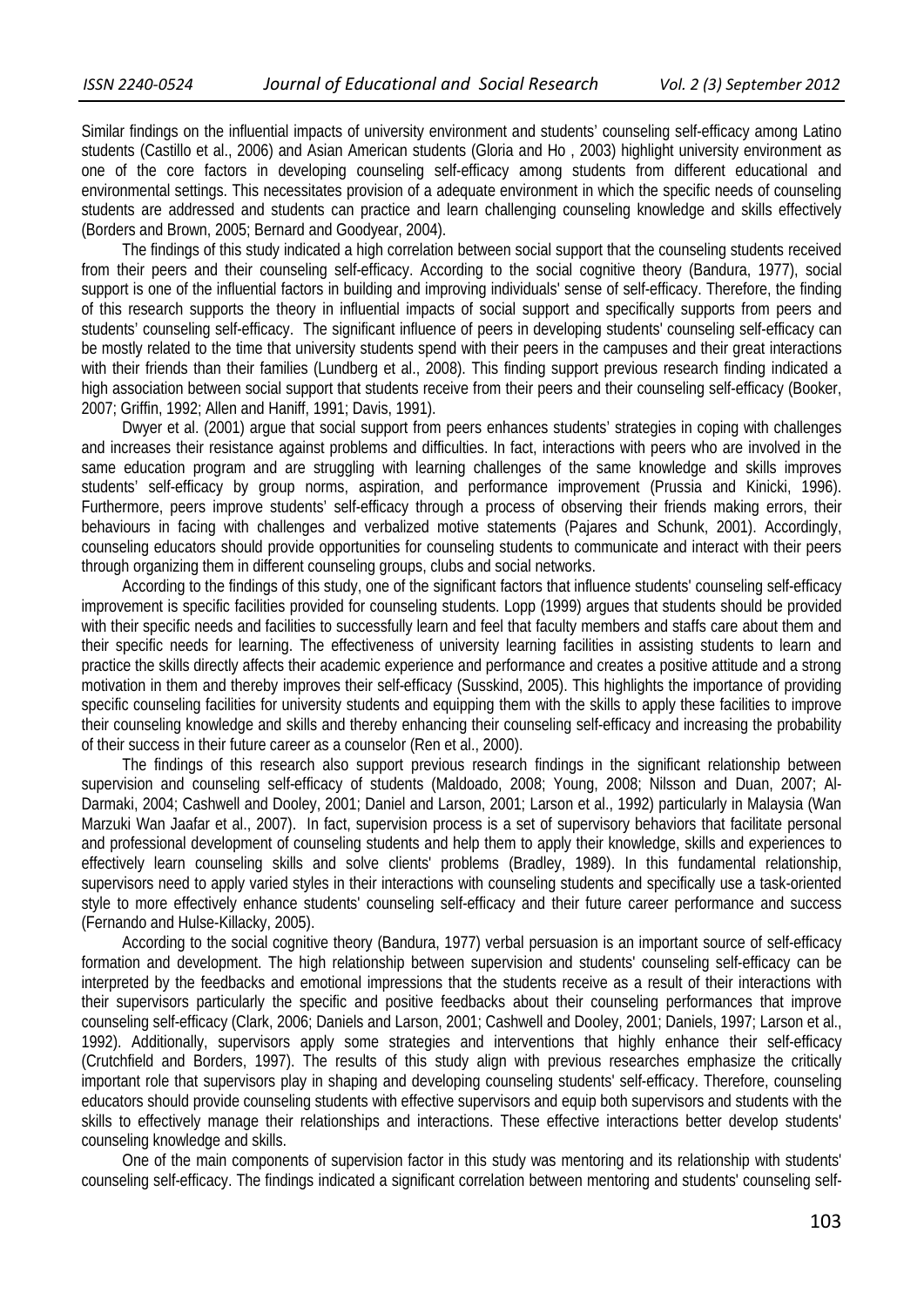Similar findings on the influential impacts of university environment and students' counseling self-efficacy among Latino students (Castillo et al., 2006) and Asian American students (Gloria and Ho , 2003) highlight university environment as one of the core factors in developing counseling self-efficacy among students from different educational and environmental settings. This necessitates provision of a adequate environment in which the specific needs of counseling students are addressed and students can practice and learn challenging counseling knowledge and skills effectively (Borders and Brown, 2005; Bernard and Goodyear, 2004).

The findings of this study indicated a high correlation between social support that the counseling students received from their peers and their counseling self-efficacy. According to the social cognitive theory (Bandura, 1977), social support is one of the influential factors in building and improving individuals' sense of self-efficacy. Therefore, the finding of this research supports the theory in influential impacts of social support and specifically supports from peers and students' counseling self-efficacy. The significant influence of peers in developing students' counseling self-efficacy can be mostly related to the time that university students spend with their peers in the campuses and their great interactions with their friends than their families (Lundberg et al., 2008). This finding support previous research finding indicated a high association between social support that students receive from their peers and their counseling self-efficacy (Booker, 2007; Griffin, 1992; Allen and Haniff, 1991; Davis, 1991).

Dwyer et al. (2001) argue that social support from peers enhances students' strategies in coping with challenges and increases their resistance against problems and difficulties. In fact, interactions with peers who are involved in the same education program and are struggling with learning challenges of the same knowledge and skills improves students' self-efficacy by group norms, aspiration, and performance improvement (Prussia and Kinicki, 1996). Furthermore, peers improve students' self-efficacy through a process of observing their friends making errors, their behaviours in facing with challenges and verbalized motive statements (Pajares and Schunk, 2001). Accordingly, counseling educators should provide opportunities for counseling students to communicate and interact with their peers through organizing them in different counseling groups, clubs and social networks.

According to the findings of this study, one of the significant factors that influence students' counseling self-efficacy improvement is specific facilities provided for counseling students. Lopp (1999) argues that students should be provided with their specific needs and facilities to successfully learn and feel that faculty members and staffs care about them and their specific needs for learning. The effectiveness of university learning facilities in assisting students to learn and practice the skills directly affects their academic experience and performance and creates a positive attitude and a strong motivation in them and thereby improves their self-efficacy (Susskind, 2005). This highlights the importance of providing specific counseling facilities for university students and equipping them with the skills to apply these facilities to improve their counseling knowledge and skills and thereby enhancing their counseling self-efficacy and increasing the probability of their success in their future career as a counselor (Ren et al., 2000).

The findings of this research also support previous research findings in the significant relationship between supervision and counseling self-efficacy of students (Maldoado, 2008; Young, 2008; Nilsson and Duan, 2007; Al-Darmaki, 2004; Cashwell and Dooley, 2001; Daniel and Larson, 2001; Larson et al., 1992) particularly in Malaysia (Wan Marzuki Wan Jaafar et al., 2007). In fact, supervision process is a set of supervisory behaviors that facilitate personal and professional development of counseling students and help them to apply their knowledge, skills and experiences to effectively learn counseling skills and solve clients' problems (Bradley, 1989). In this fundamental relationship, supervisors need to apply varied styles in their interactions with counseling students and specifically use a task-oriented style to more effectively enhance students' counseling self-efficacy and their future career performance and success (Fernando and Hulse-Killacky, 2005).

According to the social cognitive theory (Bandura, 1977) verbal persuasion is an important source of self-efficacy formation and development. The high relationship between supervision and students' counseling self-efficacy can be interpreted by the feedbacks and emotional impressions that the students receive as a result of their interactions with their supervisors particularly the specific and positive feedbacks about their counseling performances that improve counseling self-efficacy (Clark, 2006; Daniels and Larson, 2001; Cashwell and Dooley, 2001; Daniels, 1997; Larson et al., 1992). Additionally, supervisors apply some strategies and interventions that highly enhance their self-efficacy (Crutchfield and Borders, 1997). The results of this study align with previous researches emphasize the critically important role that supervisors play in shaping and developing counseling students' self-efficacy. Therefore, counseling educators should provide counseling students with effective supervisors and equip both supervisors and students with the skills to effectively manage their relationships and interactions. These effective interactions better develop students' counseling knowledge and skills.

One of the main components of supervision factor in this study was mentoring and its relationship with students' counseling self-efficacy. The findings indicated a significant correlation between mentoring and students' counseling self-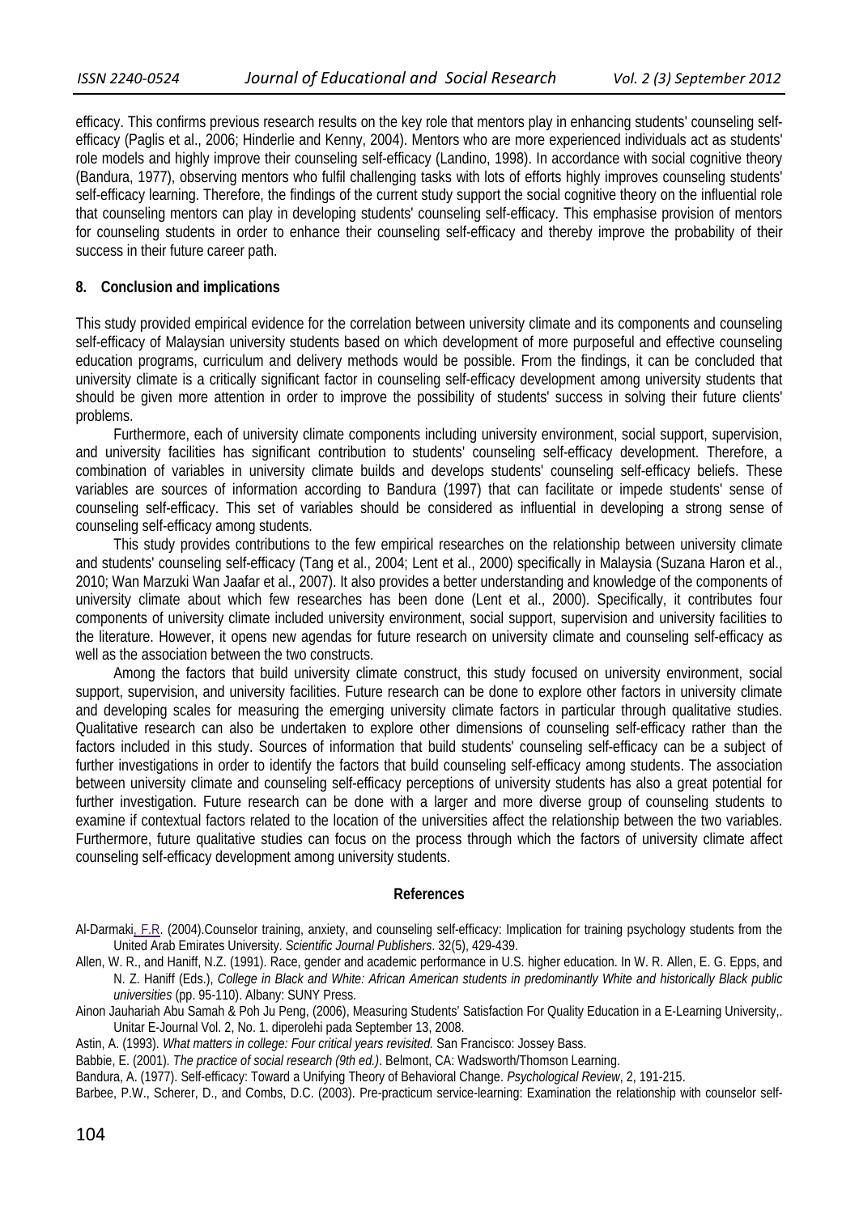efficacy. This confirms previous research results on the key role that mentors play in enhancing students' counseling self-efficacy (Paglis et al., 2006; Hinderlie and Kenny, 2004). Mentors who are more experienced individuals act as students' role models and highly improve their counseling self-efficacy (Landino, 1998). In accordance with social cognitive theory (Bandura, 1977), observing mentors who fulfil challenging tasks with lots of efforts highly improves counseling students' self-efficacy learning. Therefore, the findings of the current study support the social cognitive theory on the influential role that counseling mentors can play in developing students' counseling self-efficacy. This emphasise provision of mentors for counseling students in order to enhance their counseling self-efficacy and thereby improve the probability of their success in their future career path.

## 8. Conclusion and implications

This study provided empirical evidence for the correlation between university climate and its components and counseling self-efficacy of Malaysian university students based on which development of more purposeful and effective counseling education programs, curriculum and delivery methods would be possible. From the findings, it can be concluded that university climate is a critically significant factor in counseling self-efficacy development among university students that should be given more attention in order to improve the possibility of students' success in solving their future clients' problems.

Furthermore, each of university climate components including university environment, social support, supervision, and university facilities has significant contribution to students' counseling self-efficacy development. Therefore, a combination of variables in university climate builds and develops students' counseling self-efficacy beliefs. These variables are sources of information according to Bandura (1997) that can facilitate or impede students' sense of counseling self-efficacy. This set of variables should be considered as influential in developing a strong sense of counseling self-efficacy among students.

This study provides contributions to the few empirical researches on the relationship between university climate and students' counseling self-efficacy (Tang et al., 2004; Lent et al., 2000) specifically in Malaysia (Suzana Haron et al., 2010; Wan Marzuki Wan Jaafar et al., 2007). It also provides a better understanding and knowledge of the components of university climate about which few researches has been done (Lent et al., 2000). Specifically, it contributes four components of university climate included university environment, social support, supervision and university facilities to the literature. However, it opens new agendas for future research on university climate and counseling self-efficacy as well as the association between the two constructs.

Among the factors that build university climate construct, this study focused on university environment, social support, supervision, and university facilities. Future research can be done to explore other factors in university climate and developing scales for measuring the emerging university climate factors in particular through qualitative studies. Qualitative research can also be undertaken to explore other dimensions of counseling self-efficacy rather than the factors included in this study. Sources of information that build students' counseling self-efficacy can be a subject of further investigations in order to identify the factors that build counseling self-efficacy among students. The association between university climate and counseling self-efficacy perceptions of university students has also a great potential for further investigation. Future research can be done with a larger and more diverse group of counseling students to examine if contextual factors related to the location of the universities affect the relationship between the two variables. Furthermore, future qualitative studies can focus on the process through which the factors of university climate affect counseling self-efficacy development among university students.

## References

Al-Darmaki, F.R. (2004).Counselor training, anxiety, and counseling self-efficacy: Implication for training psychology students from the United Arab Emirates University. *Scientific Journal Publishers*. 32(5), 429-439.

Allen, W. R., and Haniff, N.Z. (1991). Race, gender and academic performance in U.S. higher education. In W. R. Allen, E. G. Epps, and N. Z. Haniff (Eds.), *College in Black and White: African American students in predominantly White and historically Black public universities* (pp. 95-110). Albany: SUNY Press.

Ainon Jauhariah Abu Samah & Poh Ju Peng, (2006), Measuring Students' Satisfaction For Quality Education in a E-Learning University,. Unitar E-Journal Vol. 2, No. 1. diperolehi pada September 13, 2008.

Astin, A. (1993). *What matters in college: Four critical years revisited.* San Francisco: Jossey Bass.

Babbie, E. (2001). *The practice of social research (9th ed.)*. Belmont, CA: Wadsworth/Thomson Learning.

Bandura, A. (1977). Self-efficacy: Toward a Unifying Theory of Behavioral Change. *Psychological Review*, 2, 191-215.

Barbee, P.W., Scherer, D., and Combs, D.C. (2003). Pre-practicum service-learning: Examination the relationship with counselor self-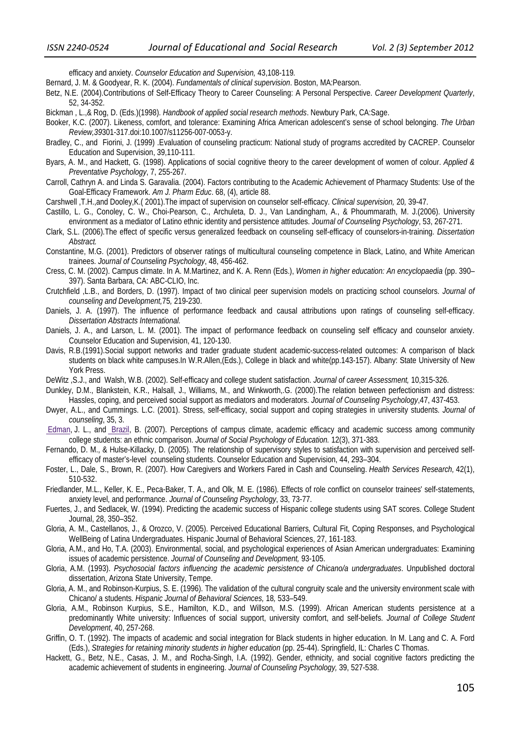efficacy and anxiety. *Counselor Education and Supervision,* 43,108-119.

Bernard, J. M. & Goodyear, R. K. (2004). *Fundamentals of clinical supervision*. Boston, MA:Pearson.

Betz, N.E. (2004).Contributions of Self-Efficacy Theory to Career Counseling: A Personal Perspective. *Career Development Quarterly*, 52, 34-352.

Bickman , L.,& Rog, D. (Eds.)(1998). *Handbook of applied social research methods*. Newbury Park, CA:Sage.

Booker, K.C. (2007). Likeness, comfort, and tolerance: Examining Africa American adolescent's sense of school belonging. *The Urban Review,39*301-317.doi:10.1007/s11256-007-0053-y.

Bradley, C., and Fiorini, J. (1999) .Evaluation of counseling practicum: National study of programs accredited by CACREP. Counselor Education and Supervision, 39,110-111.

Byars, A. M., and Hackett, G. (1998). Applications of social cognitive theory to the career development of women of colour. *Applied & Preventative Psychology*, 7, 255-267.

Carroll, Cathryn A. and Linda S. Garavalia. (2004). Factors contributing to the Academic Achievement of Pharmacy Students: Use of the Goal-Efficacy Framework. *Am J. Pharm Educ*. 68, (4), article 88.

Carshwell ,T.H.,and Dooley,K.( 2001).The impact of supervision on counselor self-efficacy. *Clinical supervision,* 20*,* 39-47.

Castillo, L. G., Conoley, C. W., Choi-Pearson, C., Archuleta, D. J., Van Landingham, A., & Phoummarath, M. J.(2006). University environment as a mediator of Latino ethnic identity and persistence attitudes. *Journal of Counseling Psychology*, 53, 267-271.

Clark, S.L. (2006).The effect of specific versus generalized feedback on counseling self-efficacy of counselors-in-training. *Dissertation Abstract.*

Constantine, M.G. (2001). Predictors of observer ratings of multicultural counseling competence in Black, Latino, and White American trainees. *Journal of Counseling Psychology*, 48, 456-462.

Cress, C. M. (2002). Campus climate. In A. M.Martinez, and K. A. Renn (Eds.), *Women in higher education: An encyclopaedia* (pp. 390–397). Santa Barbara, CA: ABC-CLIO, Inc.

Crutchfield ,L.B., and Borders, D. (1997). Impact of two clinical peer supervision models on practicing school counselors. *Journal of counseling and Development,*75*,* 219-230.

Daniels, J. A. (1997). The influence of performance feedback and causal attributions upon ratings of counseling self-efficacy. *Dissertation Abstracts International.*

Daniels, J. A., and Larson, L. M. (2001). The impact of performance feedback on counseling self efficacy and counselor anxiety. Counselor Education and Supervision, 41, 120-130.

Davis, R.B.(1991).Social support networks and trader graduate student academic-success-related outcomes: A comparison of black students on black white campuses.In W.R.Allen,(Eds.), College in black and white(pp.143-157). Albany: State University of New York Press.

DeWitz ,S.J., and Walsh, W.B. (2002). Self-efficacy and college student satisfaction. *Journal of career Assessment,* 10,315-326.

Dunkley, D.M., Blankstein, K.R., Halsall, J., Williams, M., and Winkworth,.G. (2000).The relation between perfectionism and distress: Hassles, coping, and perceived social support as mediators and moderators. *Journal of Counseling Psychology*,47, 437-453.

Dwyer, A.L., and Cummings. L.C. (2001). Stress, self-efficacy, social support and coping strategies in university students. *Journal of counseling*, 35, 3.

Edman, J. L., and Brazil, B. (2007). Perceptions of campus climate, academic efficacy and academic success among community college students: an ethnic comparison. *Journal of Social Psychology of Education.* 12(3), 371-383.

Fernando, D. M., & Hulse-Killacky, D. (2005). The relationship of supervisory styles to satisfaction with supervision and perceived self-efficacy of master's-level counseling students. Counselor Education and Supervision, 44, 293–304.

Foster, L., Dale, S., Brown, R. (2007). How Caregivers and Workers Fared in Cash and Counseling. *Health Services Research,* 42(1), 510-532.

Friedlander, M.L., Keller, K. E., Peca-Baker, T. A., and Olk, M. E. (1986). Effects of role conflict on counselor trainees' self-statements, anxiety level, and performance. *Journal of Counseling Psychology*, 33, 73-77.

Fuertes, J., and Sedlacek, W. (1994). Predicting the academic success of Hispanic college students using SAT scores. College Student Journal, 28, 350–352.

Gloria, A. M., Castellanos, J., & Orozco, V. (2005). Perceived Educational Barriers, Cultural Fit, Coping Responses, and Psychological WellBeing of Latina Undergraduates. Hispanic Journal of Behavioral Sciences, 27, 161-183.

Gloria, A.M., and Ho, T.A. (2003). Environmental, social, and psychological experiences of Asian American undergraduates: Examining issues of academic persistence. *Journal of Counseling and Development,* 93-105.

Gloria, A.M. (1993). *Psychosocial factors influencing the academic persistence of Chicano/a undergraduates*. Unpublished doctoral dissertation, Arizona State University, Tempe.

Gloria, A. M., and Robinson-Kurpius, S. E. (1996). The validation of the cultural congruity scale and the university environment scale with Chicano/ a students. *Hispanic Journal of Behavioral Sciences,* 18*,* 533–549.

Gloria, A.M., Robinson Kurpius, S.E., Hamilton, K.D., and Willson, M.S. (1999). African American students persistence at a predominantly White university: Influences of social support, university comfort, and self-beliefs. *Journal of College Student Development*, 40, 257-268.

Griffin, O. T. (1992). The impacts of academic and social integration for Black students in higher education. In M. Lang and C. A. Ford (Eds.), *Strategies for retaining minority students in higher education* (pp. 25-44). Springfield, IL: Charles C Thomas.

Hackett, G., Betz, N.E., Casas, J. M., and Rocha-Singh, I.A. (1992). Gender, ethnicity, and social cognitive factors predicting the academic achievement of students in engineering. *Journal of Counseling Psychology,* 39, 527-538.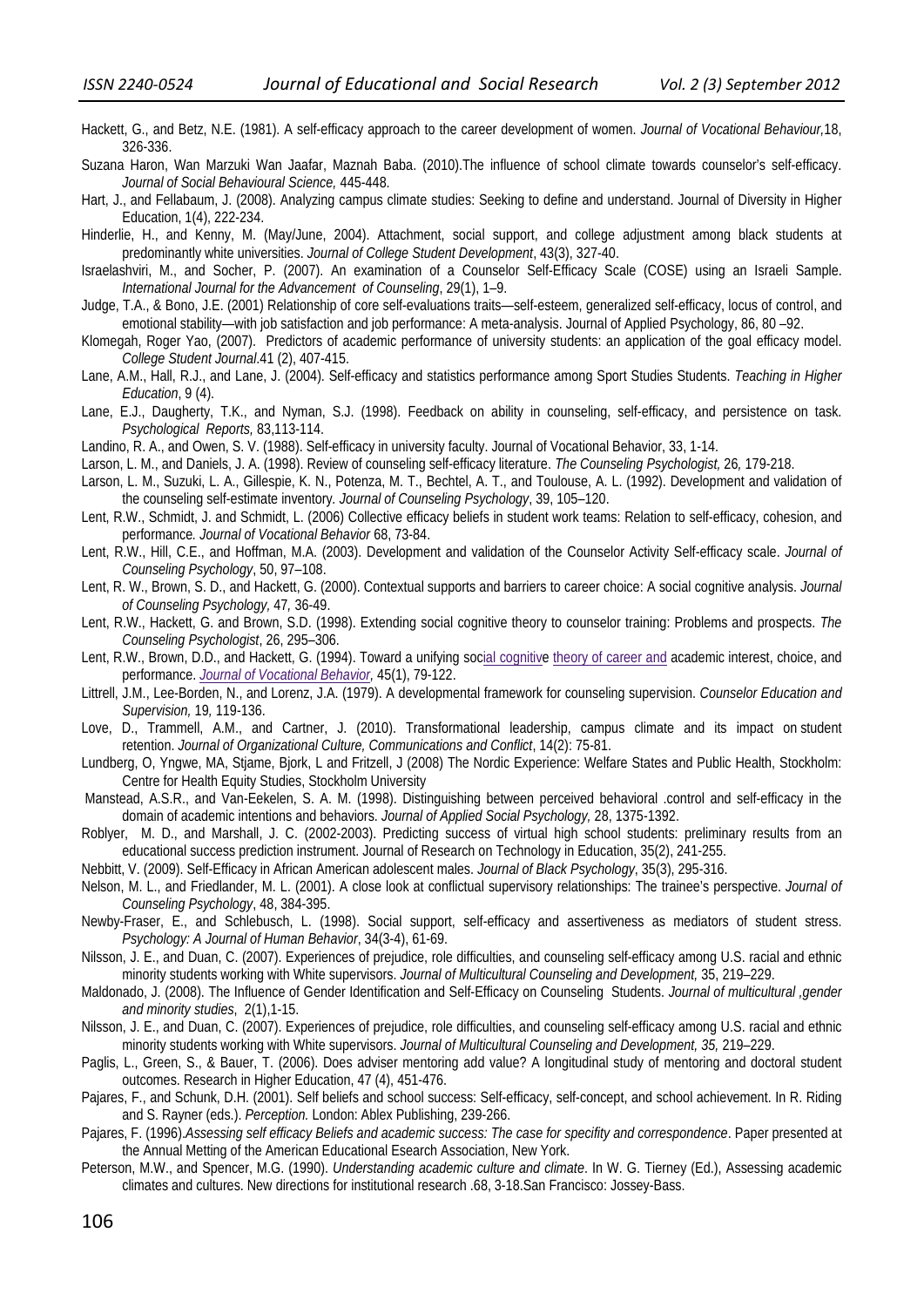Hackett, G., and Betz, N.E. (1981). A self-efficacy approach to the career development of women. *Journal of Vocational Behaviour,*18, 326-336.

Suzana Haron, Wan Marzuki Wan Jaafar, Maznah Baba. (2010).The influence of school climate towards counselor's self-efficacy. *Journal of Social Behavioural Science,* 445-448.

Hart, J., and Fellabaum, J. (2008). Analyzing campus climate studies: Seeking to define and understand. Journal of Diversity in Higher Education, 1(4), 222-234.

Hinderlie, H., and Kenny, M. (May/June, 2004). Attachment, social support, and college adjustment among black students at predominantly white universities. *Journal of College Student Development*, 43(3), 327-40.

Israelashviri, M., and Socher, P. (2007). An examination of a Counselor Self-Efficacy Scale (COSE) using an Israeli Sample. *International Journal for the Advancement of Counseling*, 29(1), 1–9.

Judge, T.A., & Bono, J.E. (2001) Relationship of core self-evaluations traits—self-esteem, generalized self-efficacy, locus of control, and emotional stability—with job satisfaction and job performance: A meta-analysis. Journal of Applied Psychology, 86, 80 –92.

Klomegah, Roger Yao, (2007). Predictors of academic performance of university students: an application of the goal efficacy model. *College Student Journal*.41 (2), 407-415.

Lane, A.M., Hall, R.J., and Lane, J. (2004). Self-efficacy and statistics performance among Sport Studies Students. *Teaching in Higher Education*, 9 (4).

Lane, E.J., Daugherty, T.K., and Nyman, S.J. (1998). Feedback on ability in counseling, self-efficacy, and persistence on task. *Psychological Reports,* 83,113-114.

Landino, R. A., and Owen, S. V. (1988). Self-efficacy in university faculty. Journal of Vocational Behavior, 33, 1-14.

Larson, L. M., and Daniels, J. A. (1998). Review of counseling self-efficacy literature. *The Counseling Psychologist,* 26, 179-218.

Larson, L. M., Suzuki, L. A., Gillespie, K. N., Potenza, M. T., Bechtel, A. T., and Toulouse, A. L. (1992). Development and validation of the counseling self-estimate inventory. *Journal of Counseling Psychology*, 39, 105–120.

Lent, R.W., Schmidt, J. and Schmidt, L. (2006) Collective efficacy beliefs in student work teams: Relation to self-efficacy, cohesion, and performance. *Journal of Vocational Behavior* 68, 73-84.

Lent, R.W., Hill, C.E., and Hoffman, M.A. (2003). Development and validation of the Counselor Activity Self-efficacy scale. *Journal of Counseling Psychology*, 50, 97–108.

Lent, R. W., Brown, S. D., and Hackett, G. (2000). Contextual supports and barriers to career choice: A social cognitive analysis. *Journal of Counseling Psychology,* 47, 36-49.

Lent, R.W., Hackett, G. and Brown, S.D. (1998). Extending social cognitive theory to counselor training: Problems and prospects. *The Counseling Psychologist*, 26, 295–306.

Lent, R.W., Brown, D.D., and Hackett, G. (1994). Toward a unifying social cognitive theory of career and academic interest, choice, and performance. *Journal of Vocational Behavior,* 45(1), 79-122.

Littrell, J.M., Lee-Borden, N., and Lorenz, J.A. (1979). A developmental framework for counseling supervision. *Counselor Education and Supervision,* 19*,* 119-136.

Love, D., Trammell, A.M., and Cartner, J. (2010). Transformational leadership, campus climate and its impact on student retention. *Journal of Organizational Culture, Communications and Conflict*, 14(2): 75-81.

Lundberg, O, Yngwe, MA, Stjame, Bjork, L and Fritzell, J (2008) The Nordic Experience: Welfare States and Public Health, Stockholm: Centre for Health Equity Studies, Stockholm University

Manstead, A.S.R., and Van-Eekelen, S. A. M. (1998). Distinguishing between perceived behavioral .control and self-efficacy in the domain of academic intentions and behaviors. *Journal of Applied Social Psychology,* 28, 1375-1392.

Roblyer, M. D., and Marshall, J. C. (2002-2003). Predicting success of virtual high school students: preliminary results from an educational success prediction instrument. Journal of Research on Technology in Education, 35(2), 241-255.

Nebbitt, V. (2009). Self-Efficacy in African American adolescent males. *Journal of Black Psychology*, 35(3), 295-316.

Nelson, M. L., and Friedlander, M. L. (2001). A close look at conflictual supervisory relationships: The trainee's perspective. *Journal of Counseling Psychology*, 48, 384-395.

Newby-Fraser, E., and Schlebusch, L. (1998). Social support, self-efficacy and assertiveness as mediators of student stress. *Psychology: A Journal of Human Behavior*, 34(3-4), 61-69.

Nilsson, J. E., and Duan, C. (2007). Experiences of prejudice, role difficulties, and counseling self-efficacy among U.S. racial and ethnic minority students working with White supervisors. *Journal of Multicultural Counseling and Development,* 35, 219–229.

Maldonado, J. (2008). The Influence of Gender Identification and Self-Efficacy on Counseling Students. *Journal of multicultural ,gender and minority studies*, 2(1),1-15.

Nilsson, J. E., and Duan, C. (2007). Experiences of prejudice, role difficulties, and counseling self-efficacy among U.S. racial and ethnic minority students working with White supervisors. *Journal of Multicultural Counseling and Development, 35,* 219–229.

Paglis, L., Green, S., & Bauer, T. (2006). Does adviser mentoring add value? A longitudinal study of mentoring and doctoral student outcomes. Research in Higher Education, 47 (4), 451-476.

Pajares, F., and Schunk, D.H. (2001). Self beliefs and school success: Self-efficacy, self-concept, and school achievement. In R. Riding and S. Rayner (eds.). *Perception.* London: Ablex Publishing, 239-266.

Pajares, F. (1996).*Assessing self efficacy Beliefs and academic success: The case for specifity and correspondence*. Paper presented at the Annual Metting of the American Educational Esearch Association, New York.

Peterson, M.W., and Spencer, M.G. (1990). *Understanding academic culture and climate*. In W. G. Tierney (Ed.), Assessing academic climates and cultures. New directions for institutional research .68, 3-18.San Francisco: Jossey-Bass.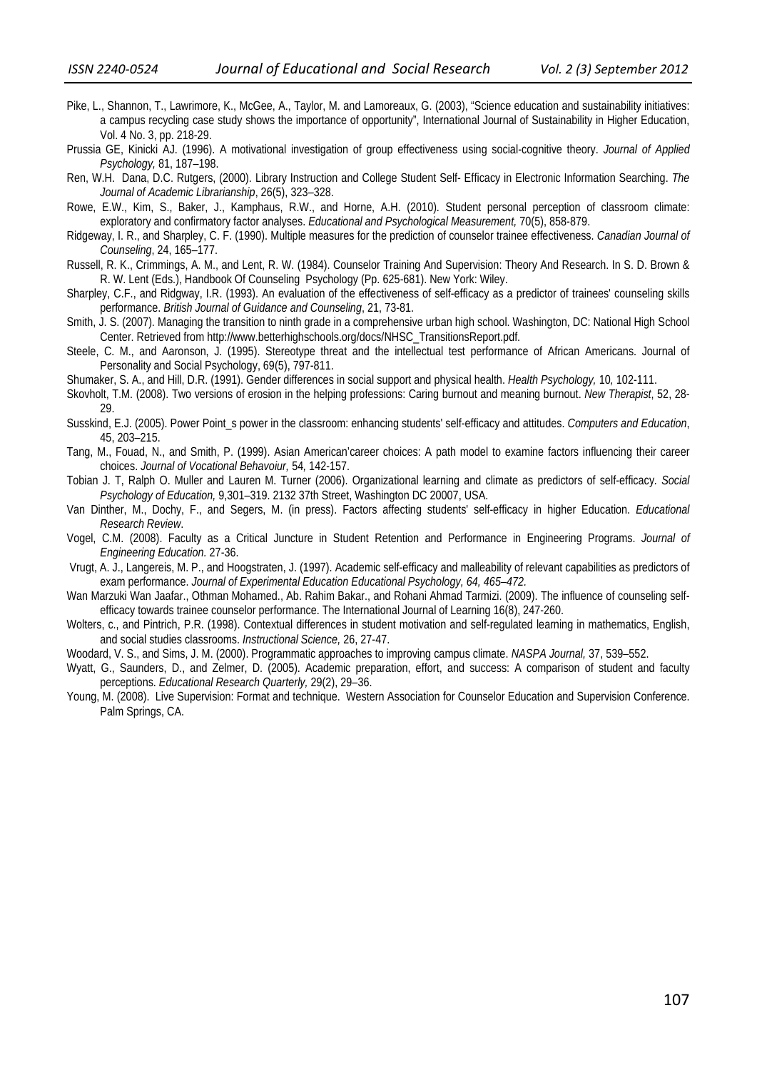Pike, L., Shannon, T., Lawrimore, K., McGee, A., Taylor, M. and Lamoreaux, G. (2003), "Science education and sustainability initiatives: a campus recycling case study shows the importance of opportunity", International Journal of Sustainability in Higher Education, Vol. 4 No. 3, pp. 218-29.

Prussia GE, Kinicki AJ. (1996). A motivational investigation of group effectiveness using social-cognitive theory. *Journal of Applied Psychology,* 81, 187–198.

Ren, W.H. Dana, D.C. Rutgers, (2000). Library Instruction and College Student Self- Efficacy in Electronic Information Searching. *The Journal of Academic Librarianship*, 26(5), 323–328.

Rowe, E.W., Kim, S., Baker, J., Kamphaus, R.W., and Horne, A.H. (2010). Student personal perception of classroom climate: exploratory and confirmatory factor analyses. *Educational and Psychological Measurement,* 70(5), 858-879.

Ridgeway, I. R., and Sharpley, C. F. (1990). Multiple measures for the prediction of counselor trainee effectiveness. *Canadian Journal of Counseling*, 24, 165–177.

Russell, R. K., Crimmings, A. M., and Lent, R. W. (1984). Counselor Training And Supervision: Theory And Research. In S. D. Brown & R. W. Lent (Eds.), Handbook Of Counseling Psychology (Pp. 625-681). New York: Wiley.

Sharpley, C.F., and Ridgway, I.R. (1993). An evaluation of the effectiveness of self-efficacy as a predictor of trainees' counseling skills performance. *British Journal of Guidance and Counseling*, 21, 73-81.

Smith, J. S. (2007). Managing the transition to ninth grade in a comprehensive urban high school. Washington, DC: National High School Center. Retrieved from http://www.betterhighschools.org/docs/NHSC_TransitionsReport.pdf.

Steele, C. M., and Aaronson, J. (1995). Stereotype threat and the intellectual test performance of African Americans. Journal of Personality and Social Psychology, 69(5), 797-811.

Shumaker, S. A., and Hill, D.R. (1991). Gender differences in social support and physical health. *Health Psychology,* 10*,* 102-111.

Skovholt, T.M. (2008). Two versions of erosion in the helping professions: Caring burnout and meaning burnout. *New Therapist*, 52, 28-29.

Susskind, E.J. (2005). Power Point_s power in the classroom: enhancing students' self-efficacy and attitudes. *Computers and Education*, 45, 203–215.

Tang, M., Fouad, N., and Smith, P. (1999). Asian American'career choices: A path model to examine factors influencing their career choices. *Journal of Vocational Behavoiur,* 54*,* 142-157.

Tobian J. T, Ralph O. Muller and Lauren M. Turner (2006). Organizational learning and climate as predictors of self-efficacy. *Social Psychology of Education,* 9,301–319. 2132 37th Street, Washington DC 20007, USA.

Van Dinther, M., Dochy, F., and Segers, M. (in press). Factors affecting students' self-efficacy in higher Education. *Educational Research Review*.

Vogel, C.M. (2008). Faculty as a Critical Juncture in Student Retention and Performance in Engineering Programs. *Journal of Engineering Education.* 27-36.

Vrugt, A. J., Langereis, M. P., and Hoogstraten, J. (1997). Academic self-efficacy and malleability of relevant capabilities as predictors of exam performance. *Journal of Experimental Education Educational Psychology, 64, 465–472.*

Wan Marzuki Wan Jaafar., Othman Mohamed., Ab. Rahim Bakar., and Rohani Ahmad Tarmizi. (2009). The influence of counseling self-efficacy towards trainee counselor performance. The International Journal of Learning 16(8), 247-260.

Wolters, c., and Pintrich, P.R. (1998). Contextual differences in student motivation and self-regulated learning in mathematics, English, and social studies classrooms. *Instructional Science,* 26, 27-47.

Woodard, V. S., and Sims, J. M. (2000). Programmatic approaches to improving campus climate. *NASPA Journal,* 37, 539–552.

Wyatt, G., Saunders, D., and Zelmer, D. (2005). Academic preparation, effort, and success: A comparison of student and faculty perceptions. *Educational Research Quarterly,* 29(2), 29–36.

Young, M. (2008). Live Supervision: Format and technique. Western Association for Counselor Education and Supervision Conference. Palm Springs, CA.